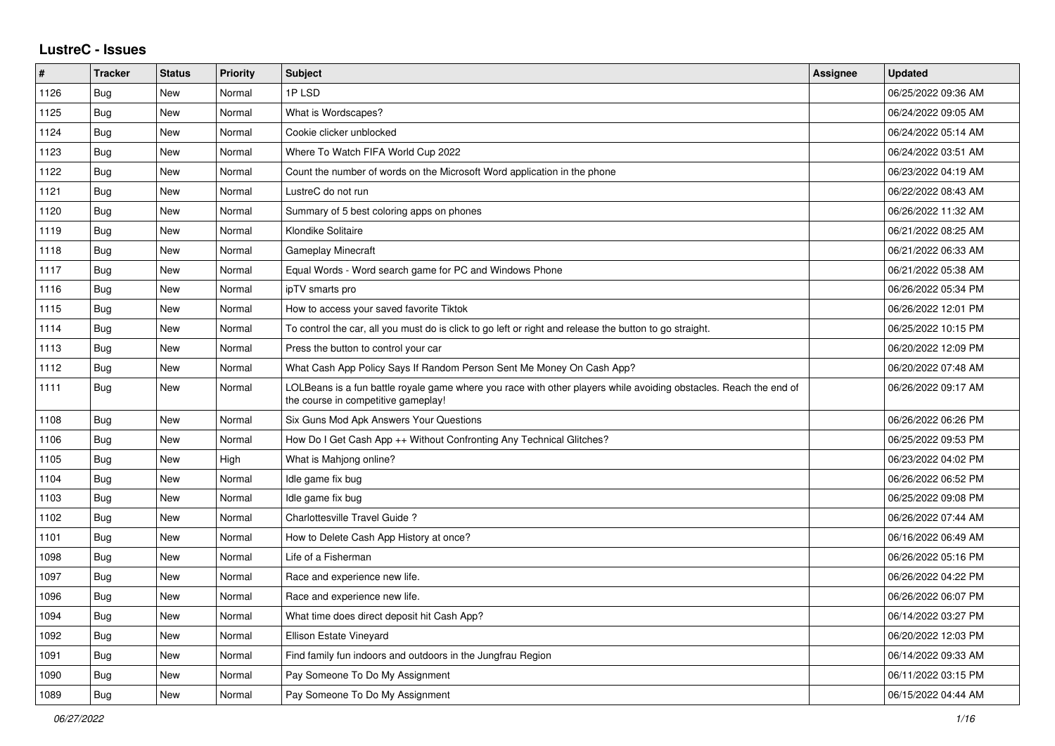# LustreC - Issues

| # | Tracker | Status | Priority | Subject | Assignee | Updated |
|---|---|---|---|---|---|---|
| 1126 | Bug | New | Normal | 1P LSD | | 06/25/2022 09:36 AM |
| 1125 | Bug | New | Normal | What is Wordscapes? | | 06/24/2022 09:05 AM |
| 1124 | Bug | New | Normal | Cookie clicker unblocked | | 06/24/2022 05:14 AM |
| 1123 | Bug | New | Normal | Where To Watch FIFA World Cup 2022 | | 06/24/2022 03:51 AM |
| 1122 | Bug | New | Normal | Count the number of words on the Microsoft Word application in the phone | | 06/23/2022 04:19 AM |
| 1121 | Bug | New | Normal | LustreC do not run | | 06/22/2022 08:43 AM |
| 1120 | Bug | New | Normal | Summary of 5 best coloring apps on phones | | 06/26/2022 11:32 AM |
| 1119 | Bug | New | Normal | Klondike Solitaire | | 06/21/2022 08:25 AM |
| 1118 | Bug | New | Normal | Gameplay Minecraft | | 06/21/2022 06:33 AM |
| 1117 | Bug | New | Normal | Equal Words - Word search game for PC and Windows Phone | | 06/21/2022 05:38 AM |
| 1116 | Bug | New | Normal | ipTV smarts pro | | 06/26/2022 05:34 PM |
| 1115 | Bug | New | Normal | How to access your saved favorite Tiktok | | 06/26/2022 12:01 PM |
| 1114 | Bug | New | Normal | To control the car, all you must do is click to go left or right and release the button to go straight. | | 06/25/2022 10:15 PM |
| 1113 | Bug | New | Normal | Press the button to control your car | | 06/20/2022 12:09 PM |
| 1112 | Bug | New | Normal | What Cash App Policy Says If Random Person Sent Me Money On Cash App? | | 06/20/2022 07:48 AM |
| 1111 | Bug | New | Normal | LOLBeans is a fun battle royale game where you race with other players while avoiding obstacles. Reach the end of the course in competitive gameplay! | | 06/26/2022 09:17 AM |
| 1108 | Bug | New | Normal | Six Guns Mod Apk Answers Your Questions | | 06/26/2022 06:26 PM |
| 1106 | Bug | New | Normal | How Do I Get Cash App ++ Without Confronting Any Technical Glitches? | | 06/25/2022 09:53 PM |
| 1105 | Bug | New | High | What is Mahjong online? | | 06/23/2022 04:02 PM |
| 1104 | Bug | New | Normal | Idle game fix bug | | 06/26/2022 06:52 PM |
| 1103 | Bug | New | Normal | Idle game fix bug | | 06/25/2022 09:08 PM |
| 1102 | Bug | New | Normal | Charlottesville Travel Guide ? | | 06/26/2022 07:44 AM |
| 1101 | Bug | New | Normal | How to Delete Cash App History at once? | | 06/16/2022 06:49 AM |
| 1098 | Bug | New | Normal | Life of a Fisherman | | 06/26/2022 05:16 PM |
| 1097 | Bug | New | Normal | Race and experience new life. | | 06/26/2022 04:22 PM |
| 1096 | Bug | New | Normal | Race and experience new life. | | 06/26/2022 06:07 PM |
| 1094 | Bug | New | Normal | What time does direct deposit hit Cash App? | | 06/14/2022 03:27 PM |
| 1092 | Bug | New | Normal | Ellison Estate Vineyard | | 06/20/2022 12:03 PM |
| 1091 | Bug | New | Normal | Find family fun indoors and outdoors in the Jungfrau Region | | 06/14/2022 09:33 AM |
| 1090 | Bug | New | Normal | Pay Someone To Do My Assignment | | 06/11/2022 03:15 PM |
| 1089 | Bug | New | Normal | Pay Someone To Do My Assignment | | 06/15/2022 04:44 AM |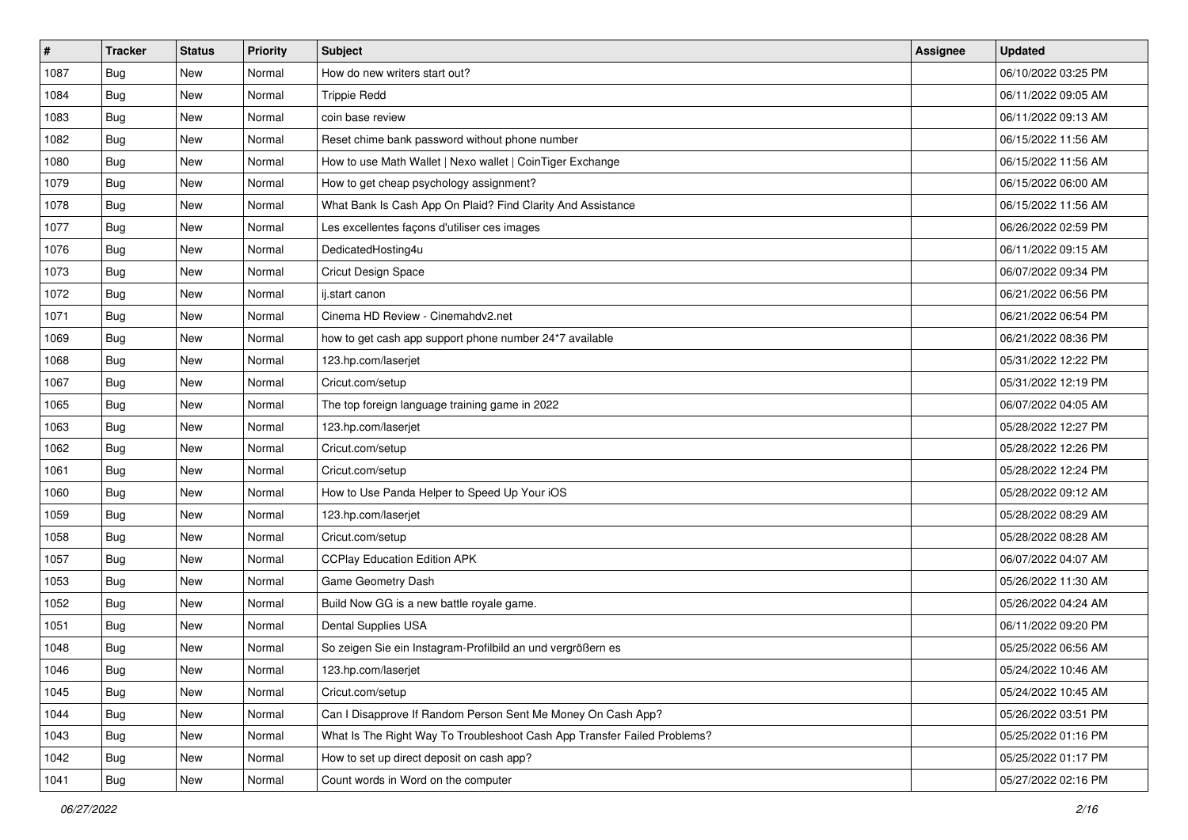| # | Tracker | Status | Priority | Subject | Assignee | Updated |
|---|---|---|---|---|---|---|
| 1087 | Bug | New | Normal | How do new writers start out? | | 06/10/2022 03:25 PM |
| 1084 | Bug | New | Normal | Trippie Redd | | 06/11/2022 09:05 AM |
| 1083 | Bug | New | Normal | coin base review | | 06/11/2022 09:13 AM |
| 1082 | Bug | New | Normal | Reset chime bank password without phone number | | 06/15/2022 11:56 AM |
| 1080 | Bug | New | Normal | How to use Math Wallet \| Nexo wallet \| CoinTiger Exchange | | 06/15/2022 11:56 AM |
| 1079 | Bug | New | Normal | How to get cheap psychology assignment? | | 06/15/2022 06:00 AM |
| 1078 | Bug | New | Normal | What Bank Is Cash App On Plaid? Find Clarity And Assistance | | 06/15/2022 11:56 AM |
| 1077 | Bug | New | Normal | Les excellentes façons d'utiliser ces images | | 06/26/2022 02:59 PM |
| 1076 | Bug | New | Normal | DedicatedHosting4u | | 06/11/2022 09:15 AM |
| 1073 | Bug | New | Normal | Cricut Design Space | | 06/07/2022 09:34 PM |
| 1072 | Bug | New | Normal | ij.start canon | | 06/21/2022 06:56 PM |
| 1071 | Bug | New | Normal | Cinema HD Review - Cinemahdv2.net | | 06/21/2022 06:54 PM |
| 1069 | Bug | New | Normal | how to get cash app support phone number 24*7 available | | 06/21/2022 08:36 PM |
| 1068 | Bug | New | Normal | 123.hp.com/laserjet | | 05/31/2022 12:22 PM |
| 1067 | Bug | New | Normal | Cricut.com/setup | | 05/31/2022 12:19 PM |
| 1065 | Bug | New | Normal | The top foreign language training game in 2022 | | 06/07/2022 04:05 AM |
| 1063 | Bug | New | Normal | 123.hp.com/laserjet | | 05/28/2022 12:27 PM |
| 1062 | Bug | New | Normal | Cricut.com/setup | | 05/28/2022 12:26 PM |
| 1061 | Bug | New | Normal | Cricut.com/setup | | 05/28/2022 12:24 PM |
| 1060 | Bug | New | Normal | How to Use Panda Helper to Speed Up Your iOS | | 05/28/2022 09:12 AM |
| 1059 | Bug | New | Normal | 123.hp.com/laserjet | | 05/28/2022 08:29 AM |
| 1058 | Bug | New | Normal | Cricut.com/setup | | 05/28/2022 08:28 AM |
| 1057 | Bug | New | Normal | CCPlay Education Edition APK | | 06/07/2022 04:07 AM |
| 1053 | Bug | New | Normal | Game Geometry Dash | | 05/26/2022 11:30 AM |
| 1052 | Bug | New | Normal | Build Now GG is a new battle royale game. | | 05/26/2022 04:24 AM |
| 1051 | Bug | New | Normal | Dental Supplies USA | | 06/11/2022 09:20 PM |
| 1048 | Bug | New | Normal | So zeigen Sie ein Instagram-Profilbild an und vergrößern es | | 05/25/2022 06:56 AM |
| 1046 | Bug | New | Normal | 123.hp.com/laserjet | | 05/24/2022 10:46 AM |
| 1045 | Bug | New | Normal | Cricut.com/setup | | 05/24/2022 10:45 AM |
| 1044 | Bug | New | Normal | Can I Disapprove If Random Person Sent Me Money On Cash App? | | 05/26/2022 03:51 PM |
| 1043 | Bug | New | Normal | What Is The Right Way To Troubleshoot Cash App Transfer Failed Problems? | | 05/25/2022 01:16 PM |
| 1042 | Bug | New | Normal | How to set up direct deposit on cash app? | | 05/25/2022 01:17 PM |
| 1041 | Bug | New | Normal | Count words in Word on the computer | | 05/27/2022 02:16 PM |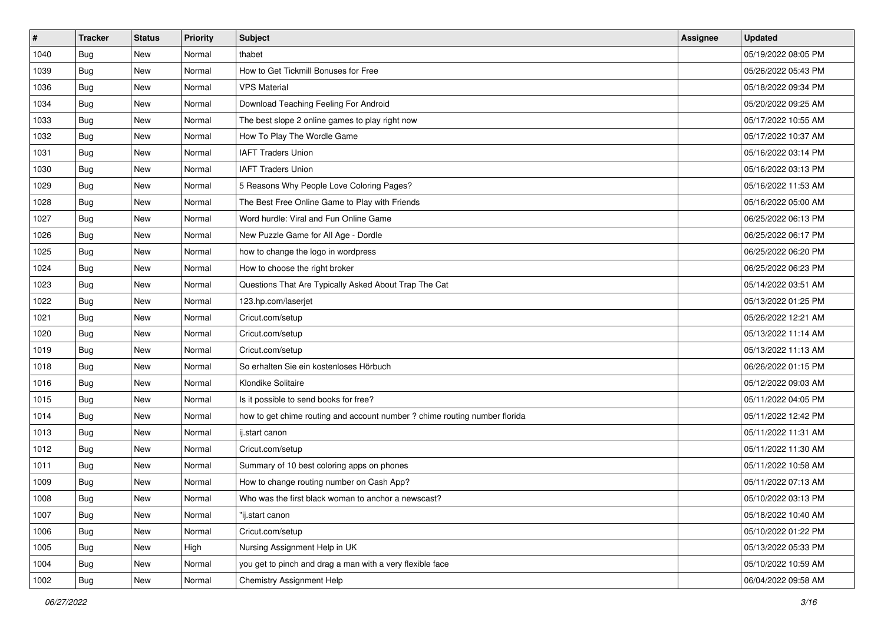| # | Tracker | Status | Priority | Subject | Assignee | Updated |
| --- | --- | --- | --- | --- | --- | --- |
| 1040 | Bug | New | Normal | thabet | | 05/19/2022 08:05 PM |
| 1039 | Bug | New | Normal | How to Get Tickmill Bonuses for Free | | 05/26/2022 05:43 PM |
| 1036 | Bug | New | Normal | VPS Material | | 05/18/2022 09:34 PM |
| 1034 | Bug | New | Normal | Download Teaching Feeling For Android | | 05/20/2022 09:25 AM |
| 1033 | Bug | New | Normal | The best slope 2 online games to play right now | | 05/17/2022 10:55 AM |
| 1032 | Bug | New | Normal | How To Play The Wordle Game | | 05/17/2022 10:37 AM |
| 1031 | Bug | New | Normal | IAFT Traders Union | | 05/16/2022 03:14 PM |
| 1030 | Bug | New | Normal | IAFT Traders Union | | 05/16/2022 03:13 PM |
| 1029 | Bug | New | Normal | 5 Reasons Why People Love Coloring Pages? | | 05/16/2022 11:53 AM |
| 1028 | Bug | New | Normal | The Best Free Online Game to Play with Friends | | 05/16/2022 05:00 AM |
| 1027 | Bug | New | Normal | Word hurdle: Viral and Fun Online Game | | 06/25/2022 06:13 PM |
| 1026 | Bug | New | Normal | New Puzzle Game for All Age - Dordle | | 06/25/2022 06:17 PM |
| 1025 | Bug | New | Normal | how to change the logo in wordpress | | 06/25/2022 06:20 PM |
| 1024 | Bug | New | Normal | How to choose the right broker | | 06/25/2022 06:23 PM |
| 1023 | Bug | New | Normal | Questions That Are Typically Asked About Trap The Cat | | 05/14/2022 03:51 AM |
| 1022 | Bug | New | Normal | 123.hp.com/laserjet | | 05/13/2022 01:25 PM |
| 1021 | Bug | New | Normal | Cricut.com/setup | | 05/26/2022 12:21 AM |
| 1020 | Bug | New | Normal | Cricut.com/setup | | 05/13/2022 11:14 AM |
| 1019 | Bug | New | Normal | Cricut.com/setup | | 05/13/2022 11:13 AM |
| 1018 | Bug | New | Normal | So erhalten Sie ein kostenloses Hörbuch | | 06/26/2022 01:15 PM |
| 1016 | Bug | New | Normal | Klondike Solitaire | | 05/12/2022 09:03 AM |
| 1015 | Bug | New | Normal | Is it possible to send books for free? | | 05/11/2022 04:05 PM |
| 1014 | Bug | New | Normal | how to get chime routing and account number ? chime routing number florida | | 05/11/2022 12:42 PM |
| 1013 | Bug | New | Normal | ij.start canon | | 05/11/2022 11:31 AM |
| 1012 | Bug | New | Normal | Cricut.com/setup | | 05/11/2022 11:30 AM |
| 1011 | Bug | New | Normal | Summary of 10 best coloring apps on phones | | 05/11/2022 10:58 AM |
| 1009 | Bug | New | Normal | How to change routing number on Cash App? | | 05/11/2022 07:13 AM |
| 1008 | Bug | New | Normal | Who was the first black woman to anchor a newscast? | | 05/10/2022 03:13 PM |
| 1007 | Bug | New | Normal | "ij.start canon | | 05/18/2022 10:40 AM |
| 1006 | Bug | New | Normal | Cricut.com/setup | | 05/10/2022 01:22 PM |
| 1005 | Bug | New | High | Nursing Assignment Help in UK | | 05/13/2022 05:33 PM |
| 1004 | Bug | New | Normal | you get to pinch and drag a man with a very flexible face | | 05/10/2022 10:59 AM |
| 1002 | Bug | New | Normal | Chemistry Assignment Help | | 06/04/2022 09:58 AM |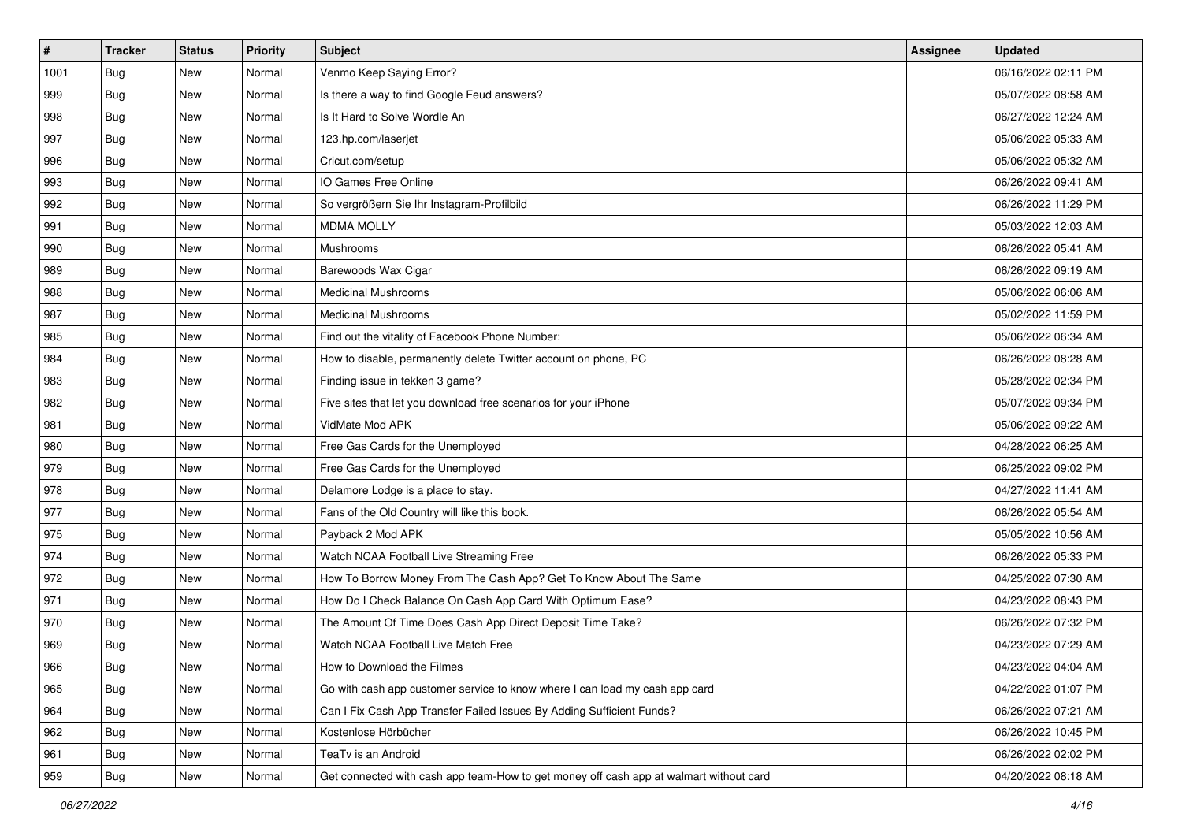| # | Tracker | Status | Priority | Subject | Assignee | Updated |
|---|---|---|---|---|---|---|
| 1001 | Bug | New | Normal | Venmo Keep Saying Error? | | 06/16/2022 02:11 PM |
| 999 | Bug | New | Normal | Is there a way to find Google Feud answers? | | 05/07/2022 08:58 AM |
| 998 | Bug | New | Normal | Is It Hard to Solve Wordle An | | 06/27/2022 12:24 AM |
| 997 | Bug | New | Normal | 123.hp.com/laserjet | | 05/06/2022 05:33 AM |
| 996 | Bug | New | Normal | Cricut.com/setup | | 05/06/2022 05:32 AM |
| 993 | Bug | New | Normal | IO Games Free Online | | 06/26/2022 09:41 AM |
| 992 | Bug | New | Normal | So vergrößern Sie Ihr Instagram-Profilbild | | 06/26/2022 11:29 PM |
| 991 | Bug | New | Normal | MDMA MOLLY | | 05/03/2022 12:03 AM |
| 990 | Bug | New | Normal | Mushrooms | | 06/26/2022 05:41 AM |
| 989 | Bug | New | Normal | Barewoods Wax Cigar | | 06/26/2022 09:19 AM |
| 988 | Bug | New | Normal | Medicinal Mushrooms | | 05/06/2022 06:06 AM |
| 987 | Bug | New | Normal | Medicinal Mushrooms | | 05/02/2022 11:59 PM |
| 985 | Bug | New | Normal | Find out the vitality of Facebook Phone Number: | | 05/06/2022 06:34 AM |
| 984 | Bug | New | Normal | How to disable, permanently delete Twitter account on phone, PC | | 06/26/2022 08:28 AM |
| 983 | Bug | New | Normal | Finding issue in tekken 3 game? | | 05/28/2022 02:34 PM |
| 982 | Bug | New | Normal | Five sites that let you download free scenarios for your iPhone | | 05/07/2022 09:34 PM |
| 981 | Bug | New | Normal | VidMate Mod APK | | 05/06/2022 09:22 AM |
| 980 | Bug | New | Normal | Free Gas Cards for the Unemployed | | 04/28/2022 06:25 AM |
| 979 | Bug | New | Normal | Free Gas Cards for the Unemployed | | 06/25/2022 09:02 PM |
| 978 | Bug | New | Normal | Delamore Lodge is a place to stay. | | 04/27/2022 11:41 AM |
| 977 | Bug | New | Normal | Fans of the Old Country will like this book. | | 06/26/2022 05:54 AM |
| 975 | Bug | New | Normal | Payback 2 Mod APK | | 05/05/2022 10:56 AM |
| 974 | Bug | New | Normal | Watch NCAA Football Live Streaming Free | | 06/26/2022 05:33 PM |
| 972 | Bug | New | Normal | How To Borrow Money From The Cash App? Get To Know About The Same | | 04/25/2022 07:30 AM |
| 971 | Bug | New | Normal | How Do I Check Balance On Cash App Card With Optimum Ease? | | 04/23/2022 08:43 PM |
| 970 | Bug | New | Normal | The Amount Of Time Does Cash App Direct Deposit Time Take? | | 06/26/2022 07:32 PM |
| 969 | Bug | New | Normal | Watch NCAA Football Live Match Free | | 04/23/2022 07:29 AM |
| 966 | Bug | New | Normal | How to Download the Filmes | | 04/23/2022 04:04 AM |
| 965 | Bug | New | Normal | Go with cash app customer service to know where I can load my cash app card | | 04/22/2022 01:07 PM |
| 964 | Bug | New | Normal | Can I Fix Cash App Transfer Failed Issues By Adding Sufficient Funds? | | 06/26/2022 07:21 AM |
| 962 | Bug | New | Normal | Kostenlose Hörbücher | | 06/26/2022 10:45 PM |
| 961 | Bug | New | Normal | TeaTv is an Android | | 06/26/2022 02:02 PM |
| 959 | Bug | New | Normal | Get connected with cash app team-How to get money off cash app at walmart without card | | 04/20/2022 08:18 AM |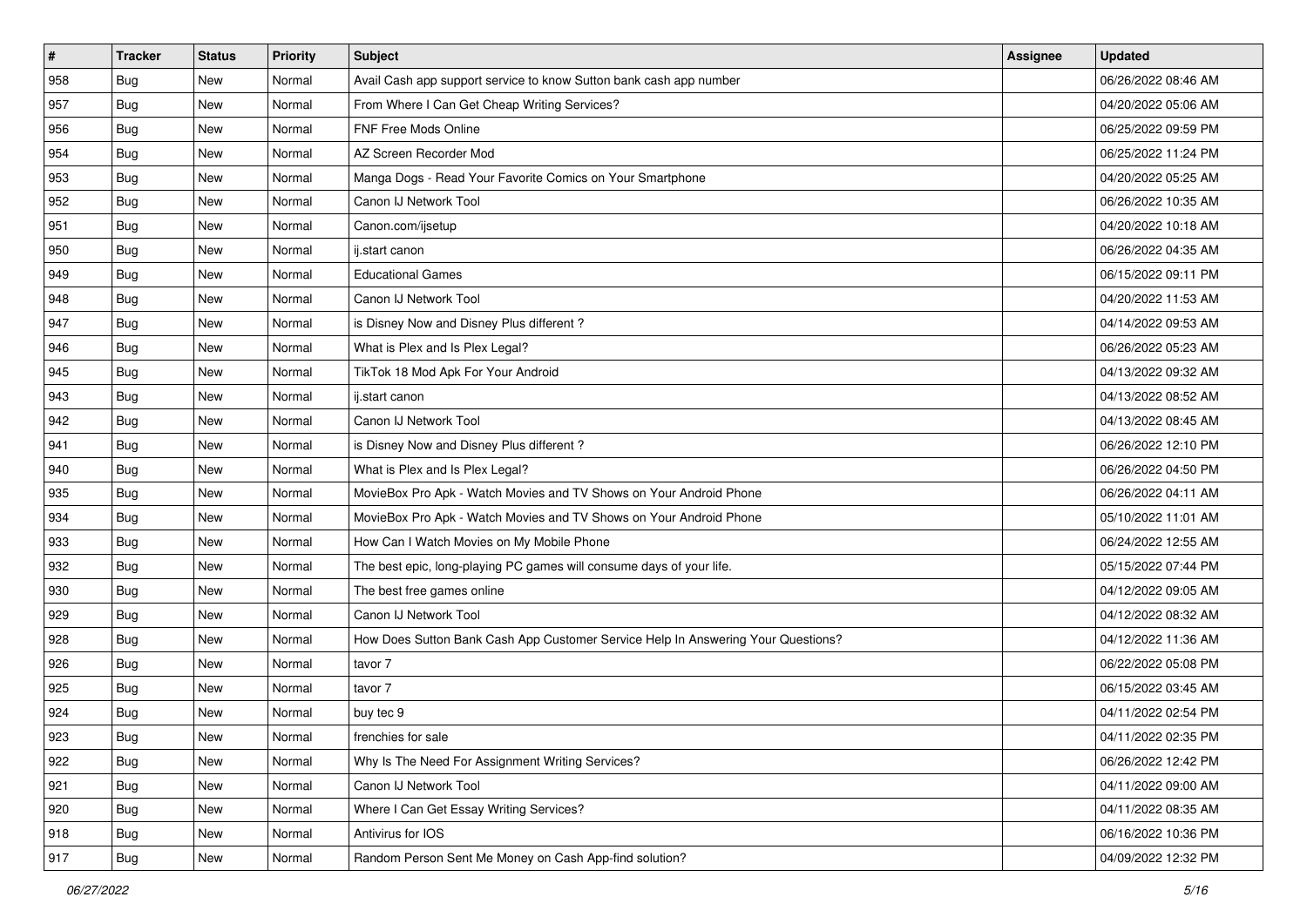| # | Tracker | Status | Priority | Subject | Assignee | Updated |
|---|---|---|---|---|---|---|
| 958 | Bug | New | Normal | Avail Cash app support service to know Sutton bank cash app number | | 06/26/2022 08:46 AM |
| 957 | Bug | New | Normal | From Where I Can Get Cheap Writing Services? | | 04/20/2022 05:06 AM |
| 956 | Bug | New | Normal | FNF Free Mods Online | | 06/25/2022 09:59 PM |
| 954 | Bug | New | Normal | AZ Screen Recorder Mod | | 06/25/2022 11:24 PM |
| 953 | Bug | New | Normal | Manga Dogs - Read Your Favorite Comics on Your Smartphone | | 04/20/2022 05:25 AM |
| 952 | Bug | New | Normal | Canon IJ Network Tool | | 06/26/2022 10:35 AM |
| 951 | Bug | New | Normal | Canon.com/ijsetup | | 04/20/2022 10:18 AM |
| 950 | Bug | New | Normal | ij.start canon | | 06/26/2022 04:35 AM |
| 949 | Bug | New | Normal | Educational Games | | 06/15/2022 09:11 PM |
| 948 | Bug | New | Normal | Canon IJ Network Tool | | 04/20/2022 11:53 AM |
| 947 | Bug | New | Normal | is Disney Now and Disney Plus different ? | | 04/14/2022 09:53 AM |
| 946 | Bug | New | Normal | What is Plex and Is Plex Legal? | | 06/26/2022 05:23 AM |
| 945 | Bug | New | Normal | TikTok 18 Mod Apk For Your Android | | 04/13/2022 09:32 AM |
| 943 | Bug | New | Normal | ij.start canon | | 04/13/2022 08:52 AM |
| 942 | Bug | New | Normal | Canon IJ Network Tool | | 04/13/2022 08:45 AM |
| 941 | Bug | New | Normal | is Disney Now and Disney Plus different ? | | 06/26/2022 12:10 PM |
| 940 | Bug | New | Normal | What is Plex and Is Plex Legal? | | 06/26/2022 04:50 PM |
| 935 | Bug | New | Normal | MovieBox Pro Apk - Watch Movies and TV Shows on Your Android Phone | | 06/26/2022 04:11 AM |
| 934 | Bug | New | Normal | MovieBox Pro Apk - Watch Movies and TV Shows on Your Android Phone | | 05/10/2022 11:01 AM |
| 933 | Bug | New | Normal | How Can I Watch Movies on My Mobile Phone | | 06/24/2022 12:55 AM |
| 932 | Bug | New | Normal | The best epic, long-playing PC games will consume days of your life. | | 05/15/2022 07:44 PM |
| 930 | Bug | New | Normal | The best free games online | | 04/12/2022 09:05 AM |
| 929 | Bug | New | Normal | Canon IJ Network Tool | | 04/12/2022 08:32 AM |
| 928 | Bug | New | Normal | How Does Sutton Bank Cash App Customer Service Help In Answering Your Questions? | | 04/12/2022 11:36 AM |
| 926 | Bug | New | Normal | tavor 7 | | 06/22/2022 05:08 PM |
| 925 | Bug | New | Normal | tavor 7 | | 06/15/2022 03:45 AM |
| 924 | Bug | New | Normal | buy tec 9 | | 04/11/2022 02:54 PM |
| 923 | Bug | New | Normal | frenchies for sale | | 04/11/2022 02:35 PM |
| 922 | Bug | New | Normal | Why Is The Need For Assignment Writing Services? | | 06/26/2022 12:42 PM |
| 921 | Bug | New | Normal | Canon IJ Network Tool | | 04/11/2022 09:00 AM |
| 920 | Bug | New | Normal | Where I Can Get Essay Writing Services? | | 04/11/2022 08:35 AM |
| 918 | Bug | New | Normal | Antivirus for IOS | | 06/16/2022 10:36 PM |
| 917 | Bug | New | Normal | Random Person Sent Me Money on Cash App-find solution? | | 04/09/2022 12:32 PM |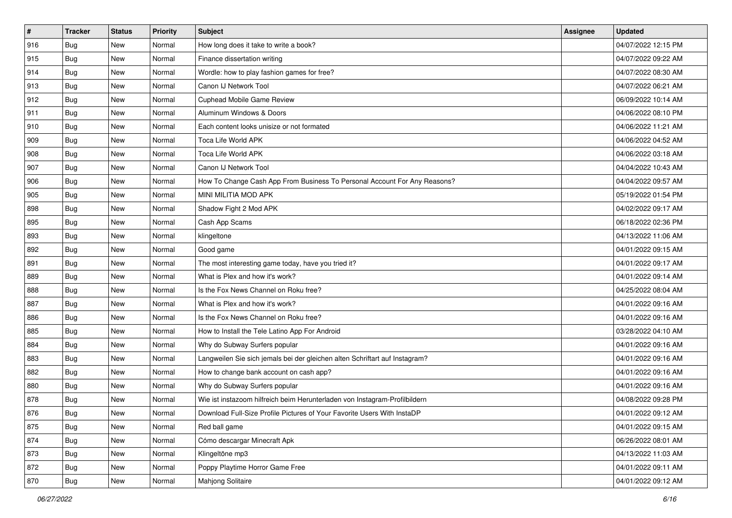| # | Tracker | Status | Priority | Subject | Assignee | Updated |
|---|---|---|---|---|---|---|
| 916 | Bug | New | Normal | How long does it take to write a book? | | 04/07/2022 12:15 PM |
| 915 | Bug | New | Normal | Finance dissertation writing | | 04/07/2022 09:22 AM |
| 914 | Bug | New | Normal | Wordle: how to play fashion games for free? | | 04/07/2022 08:30 AM |
| 913 | Bug | New | Normal | Canon IJ Network Tool | | 04/07/2022 06:21 AM |
| 912 | Bug | New | Normal | Cuphead Mobile Game Review | | 06/09/2022 10:14 AM |
| 911 | Bug | New | Normal | Aluminum Windows & Doors | | 04/06/2022 08:10 PM |
| 910 | Bug | New | Normal | Each content looks unisize or not formated | | 04/06/2022 11:21 AM |
| 909 | Bug | New | Normal | Toca Life World APK | | 04/06/2022 04:52 AM |
| 908 | Bug | New | Normal | Toca Life World APK | | 04/06/2022 03:18 AM |
| 907 | Bug | New | Normal | Canon IJ Network Tool | | 04/04/2022 10:43 AM |
| 906 | Bug | New | Normal | How To Change Cash App From Business To Personal Account For Any Reasons? | | 04/04/2022 09:57 AM |
| 905 | Bug | New | Normal | MINI MILITIA MOD APK | | 05/19/2022 01:54 PM |
| 898 | Bug | New | Normal | Shadow Fight 2 Mod APK | | 04/02/2022 09:17 AM |
| 895 | Bug | New | Normal | Cash App Scams | | 06/18/2022 02:36 PM |
| 893 | Bug | New | Normal | klingeltone | | 04/13/2022 11:06 AM |
| 892 | Bug | New | Normal | Good game | | 04/01/2022 09:15 AM |
| 891 | Bug | New | Normal | The most interesting game today, have you tried it? | | 04/01/2022 09:17 AM |
| 889 | Bug | New | Normal | What is Plex and how it's work? | | 04/01/2022 09:14 AM |
| 888 | Bug | New | Normal | Is the Fox News Channel on Roku free? | | 04/25/2022 08:04 AM |
| 887 | Bug | New | Normal | What is Plex and how it's work? | | 04/01/2022 09:16 AM |
| 886 | Bug | New | Normal | Is the Fox News Channel on Roku free? | | 04/01/2022 09:16 AM |
| 885 | Bug | New | Normal | How to Install the Tele Latino App For Android | | 03/28/2022 04:10 AM |
| 884 | Bug | New | Normal | Why do Subway Surfers popular | | 04/01/2022 09:16 AM |
| 883 | Bug | New | Normal | Langweilen Sie sich jemals bei der gleichen alten Schriftart auf Instagram? | | 04/01/2022 09:16 AM |
| 882 | Bug | New | Normal | How to change bank account on cash app? | | 04/01/2022 09:16 AM |
| 880 | Bug | New | Normal | Why do Subway Surfers popular | | 04/01/2022 09:16 AM |
| 878 | Bug | New | Normal | Wie ist instazoom hilfreich beim Herunterladen von Instagram-Profilbildern | | 04/08/2022 09:28 PM |
| 876 | Bug | New | Normal | Download Full-Size Profile Pictures of Your Favorite Users With InstaDP | | 04/01/2022 09:12 AM |
| 875 | Bug | New | Normal | Red ball game | | 04/01/2022 09:15 AM |
| 874 | Bug | New | Normal | Cómo descargar Minecraft Apk | | 06/26/2022 08:01 AM |
| 873 | Bug | New | Normal | Klingeltöne mp3 | | 04/13/2022 11:03 AM |
| 872 | Bug | New | Normal | Poppy Playtime Horror Game Free | | 04/01/2022 09:11 AM |
| 870 | Bug | New | Normal | Mahjong Solitaire | | 04/01/2022 09:12 AM |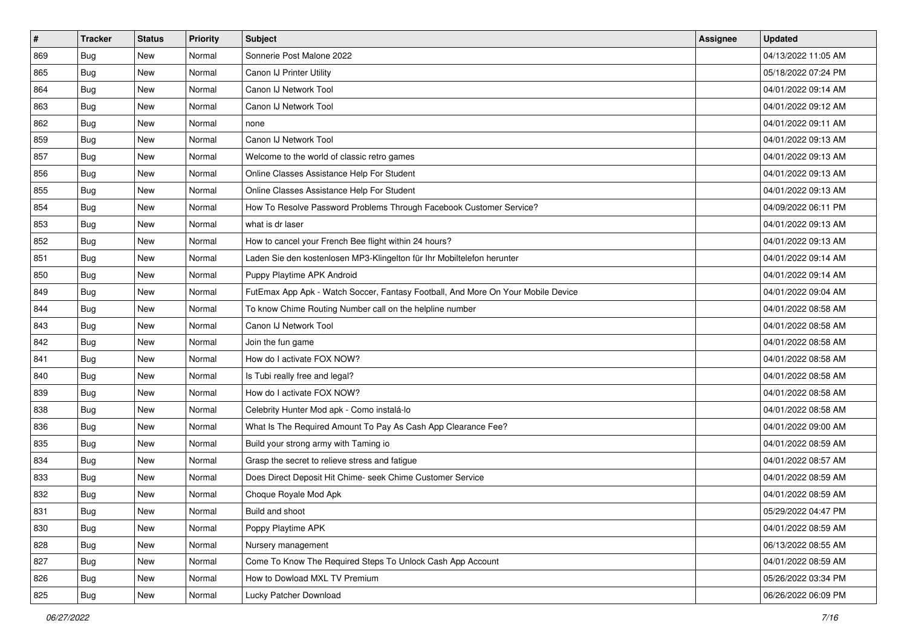| # | Tracker | Status | Priority | Subject | Assignee | Updated |
|---|---|---|---|---|---|---|
| 869 | Bug | New | Normal | Sonnerie Post Malone 2022 | | 04/13/2022 11:05 AM |
| 865 | Bug | New | Normal | Canon IJ Printer Utility | | 05/18/2022 07:24 PM |
| 864 | Bug | New | Normal | Canon IJ Network Tool | | 04/01/2022 09:14 AM |
| 863 | Bug | New | Normal | Canon IJ Network Tool | | 04/01/2022 09:12 AM |
| 862 | Bug | New | Normal | none | | 04/01/2022 09:11 AM |
| 859 | Bug | New | Normal | Canon IJ Network Tool | | 04/01/2022 09:13 AM |
| 857 | Bug | New | Normal | Welcome to the world of classic retro games | | 04/01/2022 09:13 AM |
| 856 | Bug | New | Normal | Online Classes Assistance Help For Student | | 04/01/2022 09:13 AM |
| 855 | Bug | New | Normal | Online Classes Assistance Help For Student | | 04/01/2022 09:13 AM |
| 854 | Bug | New | Normal | How To Resolve Password Problems Through Facebook Customer Service? | | 04/09/2022 06:11 PM |
| 853 | Bug | New | Normal | what is dr laser | | 04/01/2022 09:13 AM |
| 852 | Bug | New | Normal | How to cancel your French Bee flight within 24 hours? | | 04/01/2022 09:13 AM |
| 851 | Bug | New | Normal | Laden Sie den kostenlosen MP3-Klingelton für Ihr Mobiltelefon herunter | | 04/01/2022 09:14 AM |
| 850 | Bug | New | Normal | Puppy Playtime APK Android | | 04/01/2022 09:14 AM |
| 849 | Bug | New | Normal | FutEmax App Apk - Watch Soccer, Fantasy Football, And More On Your Mobile Device | | 04/01/2022 09:04 AM |
| 844 | Bug | New | Normal | To know Chime Routing Number call on the helpline number | | 04/01/2022 08:58 AM |
| 843 | Bug | New | Normal | Canon IJ Network Tool | | 04/01/2022 08:58 AM |
| 842 | Bug | New | Normal | Join the fun game | | 04/01/2022 08:58 AM |
| 841 | Bug | New | Normal | How do I activate FOX NOW? | | 04/01/2022 08:58 AM |
| 840 | Bug | New | Normal | Is Tubi really free and legal? | | 04/01/2022 08:58 AM |
| 839 | Bug | New | Normal | How do I activate FOX NOW? | | 04/01/2022 08:58 AM |
| 838 | Bug | New | Normal | Celebrity Hunter Mod apk - Como instalá-lo | | 04/01/2022 08:58 AM |
| 836 | Bug | New | Normal | What Is The Required Amount To Pay As Cash App Clearance Fee? | | 04/01/2022 09:00 AM |
| 835 | Bug | New | Normal | Build your strong army with Taming io | | 04/01/2022 08:59 AM |
| 834 | Bug | New | Normal | Grasp the secret to relieve stress and fatigue | | 04/01/2022 08:57 AM |
| 833 | Bug | New | Normal | Does Direct Deposit Hit Chime- seek Chime Customer Service | | 04/01/2022 08:59 AM |
| 832 | Bug | New | Normal | Choque Royale Mod Apk | | 04/01/2022 08:59 AM |
| 831 | Bug | New | Normal | Build and shoot | | 05/29/2022 04:47 PM |
| 830 | Bug | New | Normal | Poppy Playtime APK | | 04/01/2022 08:59 AM |
| 828 | Bug | New | Normal | Nursery management | | 06/13/2022 08:55 AM |
| 827 | Bug | New | Normal | Come To Know The Required Steps To Unlock Cash App Account | | 04/01/2022 08:59 AM |
| 826 | Bug | New | Normal | How to Dowload MXL TV Premium | | 05/26/2022 03:34 PM |
| 825 | Bug | New | Normal | Lucky Patcher Download | | 06/26/2022 06:09 PM |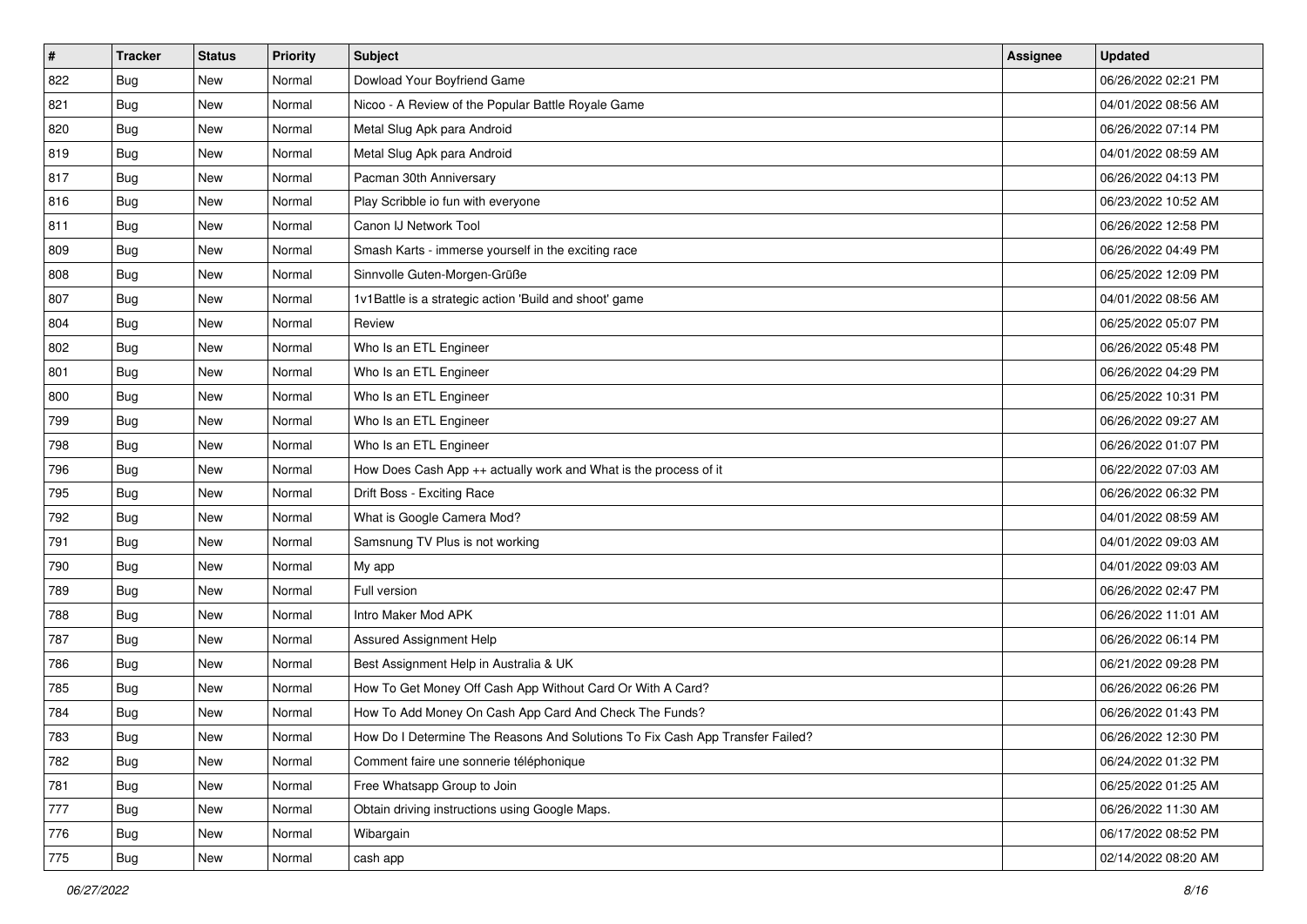| # | Tracker | Status | Priority | Subject | Assignee | Updated |
|---|---|---|---|---|---|---|
| 822 | Bug | New | Normal | Dowload Your Boyfriend Game | | 06/26/2022 02:21 PM |
| 821 | Bug | New | Normal | Nicoo - A Review of the Popular Battle Royale Game | | 04/01/2022 08:56 AM |
| 820 | Bug | New | Normal | Metal Slug Apk para Android | | 06/26/2022 07:14 PM |
| 819 | Bug | New | Normal | Metal Slug Apk para Android | | 04/01/2022 08:59 AM |
| 817 | Bug | New | Normal | Pacman 30th Anniversary | | 06/26/2022 04:13 PM |
| 816 | Bug | New | Normal | Play Scribble io fun with everyone | | 06/23/2022 10:52 AM |
| 811 | Bug | New | Normal | Canon IJ Network Tool | | 06/26/2022 12:58 PM |
| 809 | Bug | New | Normal | Smash Karts - immerse yourself in the exciting race | | 06/26/2022 04:49 PM |
| 808 | Bug | New | Normal | Sinnvolle Guten-Morgen-Grüße | | 06/25/2022 12:09 PM |
| 807 | Bug | New | Normal | 1v1Battle is a strategic action 'Build and shoot' game | | 04/01/2022 08:56 AM |
| 804 | Bug | New | Normal | Review | | 06/25/2022 05:07 PM |
| 802 | Bug | New | Normal | Who Is an ETL Engineer | | 06/26/2022 05:48 PM |
| 801 | Bug | New | Normal | Who Is an ETL Engineer | | 06/26/2022 04:29 PM |
| 800 | Bug | New | Normal | Who Is an ETL Engineer | | 06/25/2022 10:31 PM |
| 799 | Bug | New | Normal | Who Is an ETL Engineer | | 06/26/2022 09:27 AM |
| 798 | Bug | New | Normal | Who Is an ETL Engineer | | 06/26/2022 01:07 PM |
| 796 | Bug | New | Normal | How Does Cash App ++ actually work and What is the process of it | | 06/22/2022 07:03 AM |
| 795 | Bug | New | Normal | Drift Boss - Exciting Race | | 06/26/2022 06:32 PM |
| 792 | Bug | New | Normal | What is Google Camera Mod? | | 04/01/2022 08:59 AM |
| 791 | Bug | New | Normal | Samsnung TV Plus is not working | | 04/01/2022 09:03 AM |
| 790 | Bug | New | Normal | My app | | 04/01/2022 09:03 AM |
| 789 | Bug | New | Normal | Full version | | 06/26/2022 02:47 PM |
| 788 | Bug | New | Normal | Intro Maker Mod APK | | 06/26/2022 11:01 AM |
| 787 | Bug | New | Normal | Assured Assignment Help | | 06/26/2022 06:14 PM |
| 786 | Bug | New | Normal | Best Assignment Help in Australia & UK | | 06/21/2022 09:28 PM |
| 785 | Bug | New | Normal | How To Get Money Off Cash App Without Card Or With A Card? | | 06/26/2022 06:26 PM |
| 784 | Bug | New | Normal | How To Add Money On Cash App Card And Check The Funds? | | 06/26/2022 01:43 PM |
| 783 | Bug | New | Normal | How Do I Determine The Reasons And Solutions To Fix Cash App Transfer Failed? | | 06/26/2022 12:30 PM |
| 782 | Bug | New | Normal | Comment faire une sonnerie téléphonique | | 06/24/2022 01:32 PM |
| 781 | Bug | New | Normal | Free Whatsapp Group to Join | | 06/25/2022 01:25 AM |
| 777 | Bug | New | Normal | Obtain driving instructions using Google Maps. | | 06/26/2022 11:30 AM |
| 776 | Bug | New | Normal | Wibargain | | 06/17/2022 08:52 PM |
| 775 | Bug | New | Normal | cash app | | 02/14/2022 08:20 AM |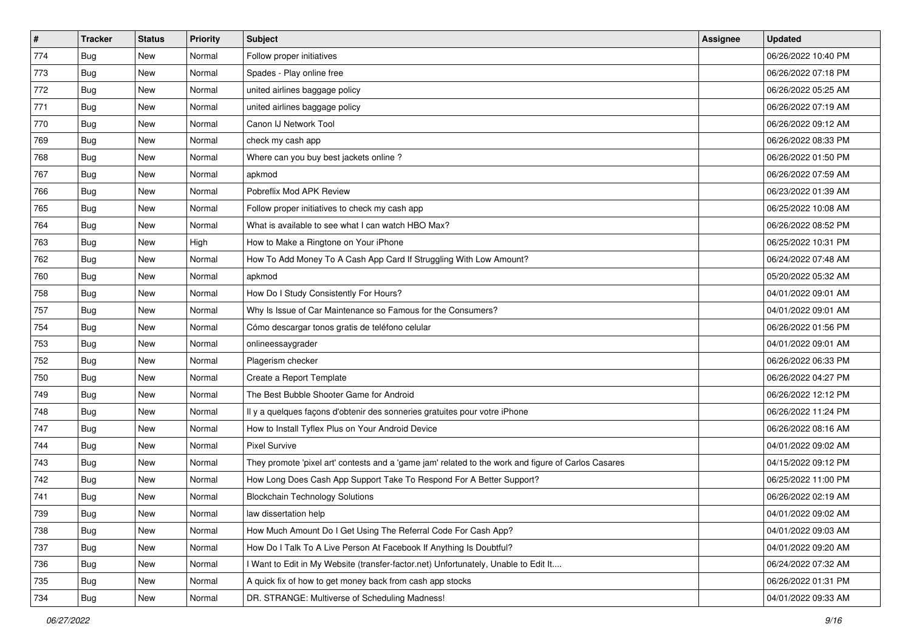| # | Tracker | Status | Priority | Subject | Assignee | Updated |
|---|---|---|---|---|---|---|
| 774 | Bug | New | Normal | Follow proper initiatives | | 06/26/2022 10:40 PM |
| 773 | Bug | New | Normal | Spades - Play online free | | 06/26/2022 07:18 PM |
| 772 | Bug | New | Normal | united airlines baggage policy | | 06/26/2022 05:25 AM |
| 771 | Bug | New | Normal | united airlines baggage policy | | 06/26/2022 07:19 AM |
| 770 | Bug | New | Normal | Canon IJ Network Tool | | 06/26/2022 09:12 AM |
| 769 | Bug | New | Normal | check my cash app | | 06/26/2022 08:33 PM |
| 768 | Bug | New | Normal | Where can you buy best jackets online ? | | 06/26/2022 01:50 PM |
| 767 | Bug | New | Normal | apkmod | | 06/26/2022 07:59 AM |
| 766 | Bug | New | Normal | Pobreflix Mod APK Review | | 06/23/2022 01:39 AM |
| 765 | Bug | New | Normal | Follow proper initiatives to check my cash app | | 06/25/2022 10:08 AM |
| 764 | Bug | New | Normal | What is available to see what I can watch HBO Max? | | 06/26/2022 08:52 PM |
| 763 | Bug | New | High | How to Make a Ringtone on Your iPhone | | 06/25/2022 10:31 PM |
| 762 | Bug | New | Normal | How To Add Money To A Cash App Card If Struggling With Low Amount? | | 06/24/2022 07:48 AM |
| 760 | Bug | New | Normal | apkmod | | 05/20/2022 05:32 AM |
| 758 | Bug | New | Normal | How Do I Study Consistently For Hours? | | 04/01/2022 09:01 AM |
| 757 | Bug | New | Normal | Why Is Issue of Car Maintenance so Famous for the Consumers? | | 04/01/2022 09:01 AM |
| 754 | Bug | New | Normal | Cómo descargar tonos gratis de teléfono celular | | 06/26/2022 01:56 PM |
| 753 | Bug | New | Normal | onlineessaygrader | | 04/01/2022 09:01 AM |
| 752 | Bug | New | Normal | Plagerism checker | | 06/26/2022 06:33 PM |
| 750 | Bug | New | Normal | Create a Report Template | | 06/26/2022 04:27 PM |
| 749 | Bug | New | Normal | The Best Bubble Shooter Game for Android | | 06/26/2022 12:12 PM |
| 748 | Bug | New | Normal | Il y a quelques façons d'obtenir des sonneries gratuites pour votre iPhone | | 06/26/2022 11:24 PM |
| 747 | Bug | New | Normal | How to Install Tyflex Plus on Your Android Device | | 06/26/2022 08:16 AM |
| 744 | Bug | New | Normal | Pixel Survive | | 04/01/2022 09:02 AM |
| 743 | Bug | New | Normal | They promote 'pixel art' contests and a 'game jam' related to the work and figure of Carlos Casares | | 04/15/2022 09:12 PM |
| 742 | Bug | New | Normal | How Long Does Cash App Support Take To Respond For A Better Support? | | 06/25/2022 11:00 PM |
| 741 | Bug | New | Normal | Blockchain Technology Solutions | | 06/26/2022 02:19 AM |
| 739 | Bug | New | Normal | law dissertation help | | 04/01/2022 09:02 AM |
| 738 | Bug | New | Normal | How Much Amount Do I Get Using The Referral Code For Cash App? | | 04/01/2022 09:03 AM |
| 737 | Bug | New | Normal | How Do I Talk To A Live Person At Facebook If Anything Is Doubtful? | | 04/01/2022 09:20 AM |
| 736 | Bug | New | Normal | I Want to Edit in My Website (transfer-factor.net) Unfortunately, Unable to Edit It.... | | 06/24/2022 07:32 AM |
| 735 | Bug | New | Normal | A quick fix of how to get money back from cash app stocks | | 06/26/2022 01:31 PM |
| 734 | Bug | New | Normal | DR. STRANGE: Multiverse of Scheduling Madness! | | 04/01/2022 09:33 AM |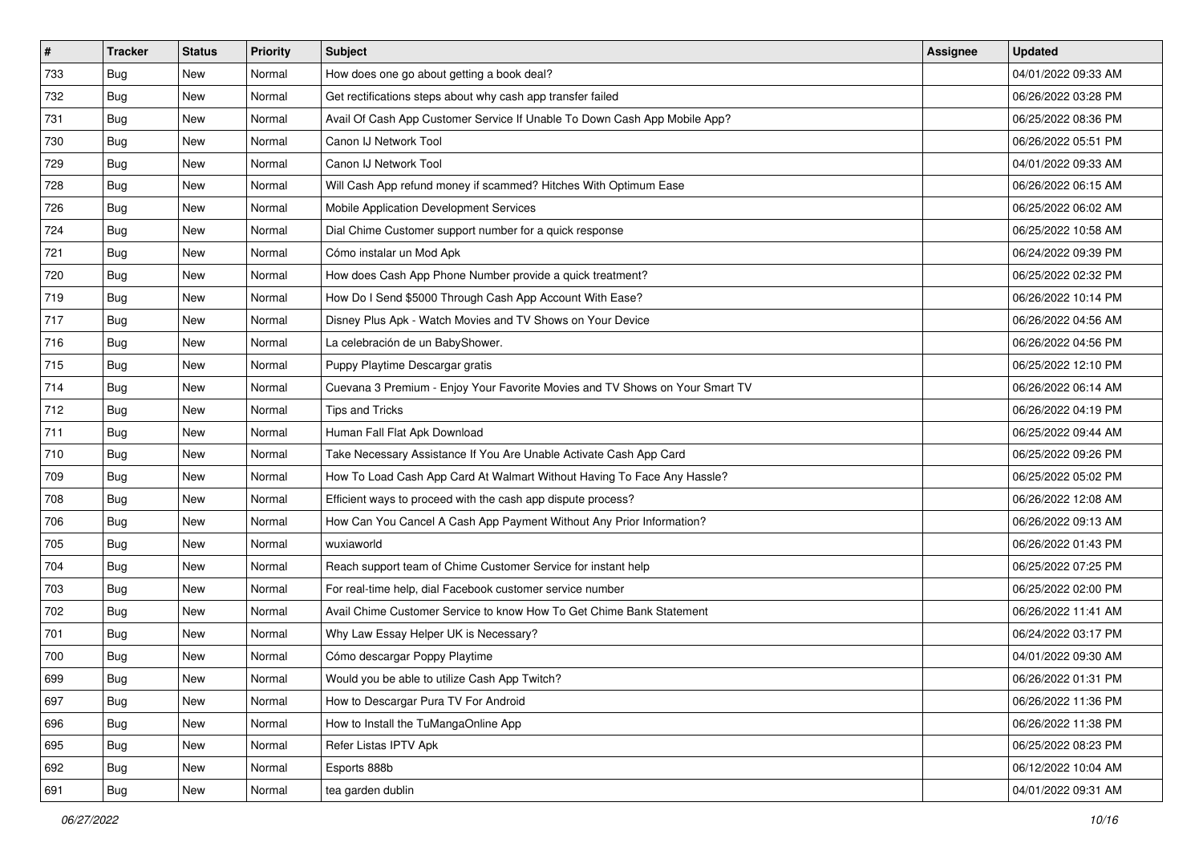| # | Tracker | Status | Priority | Subject | Assignee | Updated |
|---|---|---|---|---|---|---|
| 733 | Bug | New | Normal | How does one go about getting a book deal? | | 04/01/2022 09:33 AM |
| 732 | Bug | New | Normal | Get rectifications steps about why cash app transfer failed | | 06/26/2022 03:28 PM |
| 731 | Bug | New | Normal | Avail Of Cash App Customer Service If Unable To Down Cash App Mobile App? | | 06/25/2022 08:36 PM |
| 730 | Bug | New | Normal | Canon IJ Network Tool | | 06/26/2022 05:51 PM |
| 729 | Bug | New | Normal | Canon IJ Network Tool | | 04/01/2022 09:33 AM |
| 728 | Bug | New | Normal | Will Cash App refund money if scammed? Hitches With Optimum Ease | | 06/26/2022 06:15 AM |
| 726 | Bug | New | Normal | Mobile Application Development Services | | 06/25/2022 06:02 AM |
| 724 | Bug | New | Normal | Dial Chime Customer support number for a quick response | | 06/25/2022 10:58 AM |
| 721 | Bug | New | Normal | Cómo instalar un Mod Apk | | 06/24/2022 09:39 PM |
| 720 | Bug | New | Normal | How does Cash App Phone Number provide a quick treatment? | | 06/25/2022 02:32 PM |
| 719 | Bug | New | Normal | How Do I Send $5000 Through Cash App Account With Ease? | | 06/26/2022 10:14 PM |
| 717 | Bug | New | Normal | Disney Plus Apk - Watch Movies and TV Shows on Your Device | | 06/26/2022 04:56 AM |
| 716 | Bug | New | Normal | La celebración de un BabyShower. | | 06/26/2022 04:56 PM |
| 715 | Bug | New | Normal | Puppy Playtime Descargar gratis | | 06/25/2022 12:10 PM |
| 714 | Bug | New | Normal | Cuevana 3 Premium - Enjoy Your Favorite Movies and TV Shows on Your Smart TV | | 06/26/2022 06:14 AM |
| 712 | Bug | New | Normal | Tips and Tricks | | 06/26/2022 04:19 PM |
| 711 | Bug | New | Normal | Human Fall Flat Apk Download | | 06/25/2022 09:44 AM |
| 710 | Bug | New | Normal | Take Necessary Assistance If You Are Unable Activate Cash App Card | | 06/25/2022 09:26 PM |
| 709 | Bug | New | Normal | How To Load Cash App Card At Walmart Without Having To Face Any Hassle? | | 06/25/2022 05:02 PM |
| 708 | Bug | New | Normal | Efficient ways to proceed with the cash app dispute process? | | 06/26/2022 12:08 AM |
| 706 | Bug | New | Normal | How Can You Cancel A Cash App Payment Without Any Prior Information? | | 06/26/2022 09:13 AM |
| 705 | Bug | New | Normal | wuxiaworld | | 06/26/2022 01:43 PM |
| 704 | Bug | New | Normal | Reach support team of Chime Customer Service for instant help | | 06/25/2022 07:25 PM |
| 703 | Bug | New | Normal | For real-time help, dial Facebook customer service number | | 06/25/2022 02:00 PM |
| 702 | Bug | New | Normal | Avail Chime Customer Service to know How To Get Chime Bank Statement | | 06/26/2022 11:41 AM |
| 701 | Bug | New | Normal | Why Law Essay Helper UK is Necessary? | | 06/24/2022 03:17 PM |
| 700 | Bug | New | Normal | Cómo descargar Poppy Playtime | | 04/01/2022 09:30 AM |
| 699 | Bug | New | Normal | Would you be able to utilize Cash App Twitch? | | 06/26/2022 01:31 PM |
| 697 | Bug | New | Normal | How to Descargar Pura TV For Android | | 06/26/2022 11:36 PM |
| 696 | Bug | New | Normal | How to Install the TuMangaOnline App | | 06/26/2022 11:38 PM |
| 695 | Bug | New | Normal | Refer Listas IPTV Apk | | 06/25/2022 08:23 PM |
| 692 | Bug | New | Normal | Esports 888b | | 06/12/2022 10:04 AM |
| 691 | Bug | New | Normal | tea garden dublin | | 04/01/2022 09:31 AM |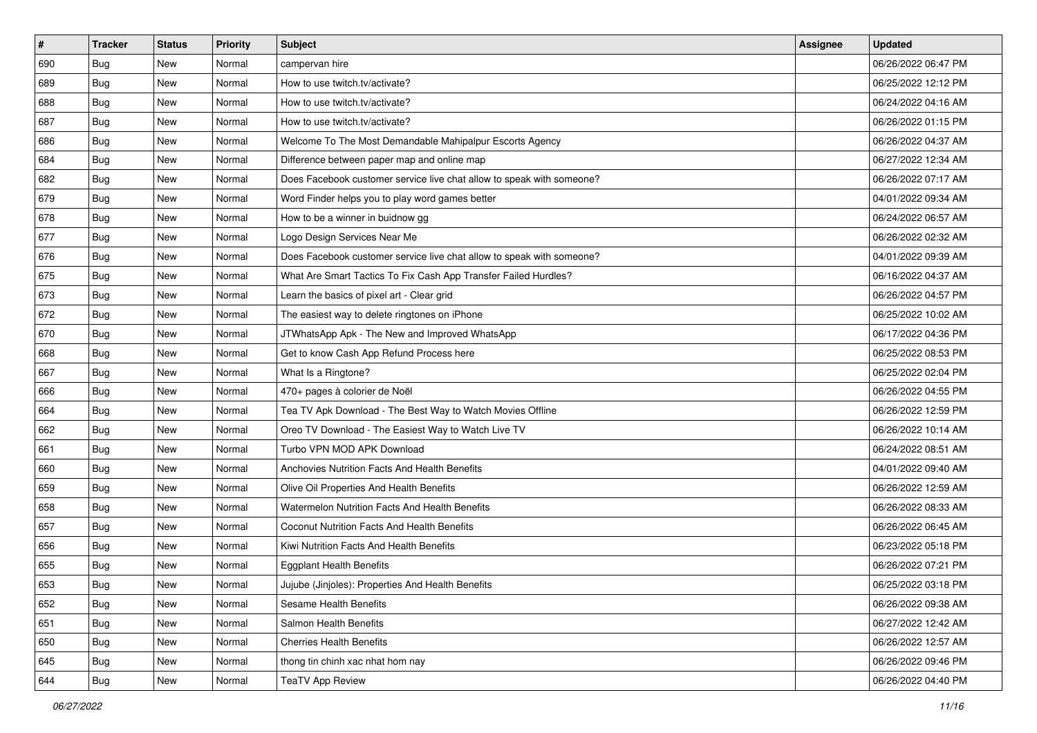| # | Tracker | Status | Priority | Subject | Assignee | Updated |
| --- | --- | --- | --- | --- | --- | --- |
| 690 | Bug | New | Normal | campervan hire | | 06/26/2022 06:47 PM |
| 689 | Bug | New | Normal | How to use twitch.tv/activate? | | 06/25/2022 12:12 PM |
| 688 | Bug | New | Normal | How to use twitch.tv/activate? | | 06/24/2022 04:16 AM |
| 687 | Bug | New | Normal | How to use twitch.tv/activate? | | 06/26/2022 01:15 PM |
| 686 | Bug | New | Normal | Welcome To The Most Demandable Mahipalpur Escorts Agency | | 06/26/2022 04:37 AM |
| 684 | Bug | New | Normal | Difference between paper map and online map | | 06/27/2022 12:34 AM |
| 682 | Bug | New | Normal | Does Facebook customer service live chat allow to speak with someone? | | 06/26/2022 07:17 AM |
| 679 | Bug | New | Normal | Word Finder helps you to play word games better | | 04/01/2022 09:34 AM |
| 678 | Bug | New | Normal | How to be a winner in buidnow gg | | 06/24/2022 06:57 AM |
| 677 | Bug | New | Normal | Logo Design Services Near Me | | 06/26/2022 02:32 AM |
| 676 | Bug | New | Normal | Does Facebook customer service live chat allow to speak with someone? | | 04/01/2022 09:39 AM |
| 675 | Bug | New | Normal | What Are Smart Tactics To Fix Cash App Transfer Failed Hurdles? | | 06/16/2022 04:37 AM |
| 673 | Bug | New | Normal | Learn the basics of pixel art - Clear grid | | 06/26/2022 04:57 PM |
| 672 | Bug | New | Normal | The easiest way to delete ringtones on iPhone | | 06/25/2022 10:02 AM |
| 670 | Bug | New | Normal | JTWhatsApp Apk - The New and Improved WhatsApp | | 06/17/2022 04:36 PM |
| 668 | Bug | New | Normal | Get to know Cash App Refund Process here | | 06/25/2022 08:53 PM |
| 667 | Bug | New | Normal | What Is a Ringtone? | | 06/25/2022 02:04 PM |
| 666 | Bug | New | Normal | 470+ pages à colorier de Noël | | 06/26/2022 04:55 PM |
| 664 | Bug | New | Normal | Tea TV Apk Download - The Best Way to Watch Movies Offline | | 06/26/2022 12:59 PM |
| 662 | Bug | New | Normal | Oreo TV Download - The Easiest Way to Watch Live TV | | 06/26/2022 10:14 AM |
| 661 | Bug | New | Normal | Turbo VPN MOD APK Download | | 06/24/2022 08:51 AM |
| 660 | Bug | New | Normal | Anchovies Nutrition Facts And Health Benefits | | 04/01/2022 09:40 AM |
| 659 | Bug | New | Normal | Olive Oil Properties And Health Benefits | | 06/26/2022 12:59 AM |
| 658 | Bug | New | Normal | Watermelon Nutrition Facts And Health Benefits | | 06/26/2022 08:33 AM |
| 657 | Bug | New | Normal | Coconut Nutrition Facts And Health Benefits | | 06/26/2022 06:45 AM |
| 656 | Bug | New | Normal | Kiwi Nutrition Facts And Health Benefits | | 06/23/2022 05:18 PM |
| 655 | Bug | New | Normal | Eggplant Health Benefits | | 06/26/2022 07:21 PM |
| 653 | Bug | New | Normal | Jujube (Jinjoles): Properties And Health Benefits | | 06/25/2022 03:18 PM |
| 652 | Bug | New | Normal | Sesame Health Benefits | | 06/26/2022 09:38 AM |
| 651 | Bug | New | Normal | Salmon Health Benefits | | 06/27/2022 12:42 AM |
| 650 | Bug | New | Normal | Cherries Health Benefits | | 06/26/2022 12:57 AM |
| 645 | Bug | New | Normal | thong tin chinh xac nhat hom nay | | 06/26/2022 09:46 PM |
| 644 | Bug | New | Normal | TeaTV App Review | | 06/26/2022 04:40 PM |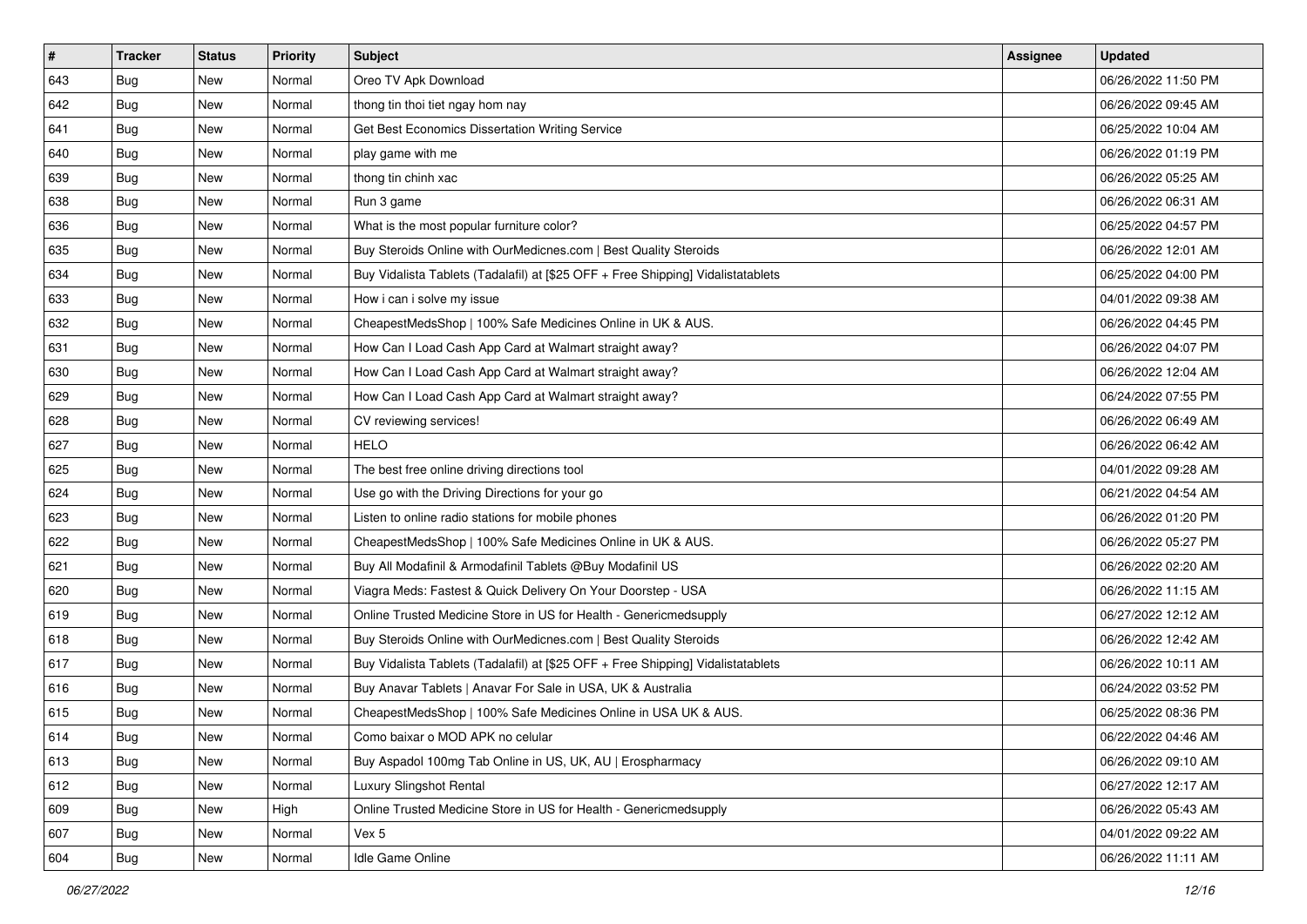| # | Tracker | Status | Priority | Subject | Assignee | Updated |
|---|---|---|---|---|---|---|
| 643 | Bug | New | Normal | Oreo TV Apk Download | | 06/26/2022 11:50 PM |
| 642 | Bug | New | Normal | thong tin thoi tiet ngay hom nay | | 06/26/2022 09:45 AM |
| 641 | Bug | New | Normal | Get Best Economics Dissertation Writing Service | | 06/25/2022 10:04 AM |
| 640 | Bug | New | Normal | play game with me | | 06/26/2022 01:19 PM |
| 639 | Bug | New | Normal | thong tin chinh xac | | 06/26/2022 05:25 AM |
| 638 | Bug | New | Normal | Run 3 game | | 06/26/2022 06:31 AM |
| 636 | Bug | New | Normal | What is the most popular furniture color? | | 06/25/2022 04:57 PM |
| 635 | Bug | New | Normal | Buy Steroids Online with OurMedicnes.com \| Best Quality Steroids | | 06/26/2022 12:01 AM |
| 634 | Bug | New | Normal | Buy Vidalista Tablets (Tadalafil) at [$25 OFF + Free Shipping] Vidalistatablets | | 06/25/2022 04:00 PM |
| 633 | Bug | New | Normal | How i can i solve my issue | | 04/01/2022 09:38 AM |
| 632 | Bug | New | Normal | CheapestMedsShop \| 100% Safe Medicines Online in UK & AUS. | | 06/26/2022 04:45 PM |
| 631 | Bug | New | Normal | How Can I Load Cash App Card at Walmart straight away? | | 06/26/2022 04:07 PM |
| 630 | Bug | New | Normal | How Can I Load Cash App Card at Walmart straight away? | | 06/26/2022 12:04 AM |
| 629 | Bug | New | Normal | How Can I Load Cash App Card at Walmart straight away? | | 06/24/2022 07:55 PM |
| 628 | Bug | New | Normal | CV reviewing services! | | 06/26/2022 06:49 AM |
| 627 | Bug | New | Normal | HELO | | 06/26/2022 06:42 AM |
| 625 | Bug | New | Normal | The best free online driving directions tool | | 04/01/2022 09:28 AM |
| 624 | Bug | New | Normal | Use go with the Driving Directions for your go | | 06/21/2022 04:54 AM |
| 623 | Bug | New | Normal | Listen to online radio stations for mobile phones | | 06/26/2022 01:20 PM |
| 622 | Bug | New | Normal | CheapestMedsShop \| 100% Safe Medicines Online in UK & AUS. | | 06/26/2022 05:27 PM |
| 621 | Bug | New | Normal | Buy All Modafinil & Armodafinil Tablets @Buy Modafinil US | | 06/26/2022 02:20 AM |
| 620 | Bug | New | Normal | Viagra Meds: Fastest & Quick Delivery On Your Doorstep - USA | | 06/26/2022 11:15 AM |
| 619 | Bug | New | Normal | Online Trusted Medicine Store in US for Health - Genericmedsupply | | 06/27/2022 12:12 AM |
| 618 | Bug | New | Normal | Buy Steroids Online with OurMedicnes.com \| Best Quality Steroids | | 06/26/2022 12:42 AM |
| 617 | Bug | New | Normal | Buy Vidalista Tablets (Tadalafil) at [$25 OFF + Free Shipping] Vidalistatablets | | 06/26/2022 10:11 AM |
| 616 | Bug | New | Normal | Buy Anavar Tablets \| Anavar For Sale in USA, UK & Australia | | 06/24/2022 03:52 PM |
| 615 | Bug | New | Normal | CheapestMedsShop \| 100% Safe Medicines Online in USA UK & AUS. | | 06/25/2022 08:36 PM |
| 614 | Bug | New | Normal | Como baixar o MOD APK no celular | | 06/22/2022 04:46 AM |
| 613 | Bug | New | Normal | Buy Aspadol 100mg Tab Online in US, UK, AU \| Erospharmacy | | 06/26/2022 09:10 AM |
| 612 | Bug | New | Normal | Luxury Slingshot Rental | | 06/27/2022 12:17 AM |
| 609 | Bug | New | High | Online Trusted Medicine Store in US for Health - Genericmedsupply | | 06/26/2022 05:43 AM |
| 607 | Bug | New | Normal | Vex 5 | | 04/01/2022 09:22 AM |
| 604 | Bug | New | Normal | Idle Game Online | | 06/26/2022 11:11 AM |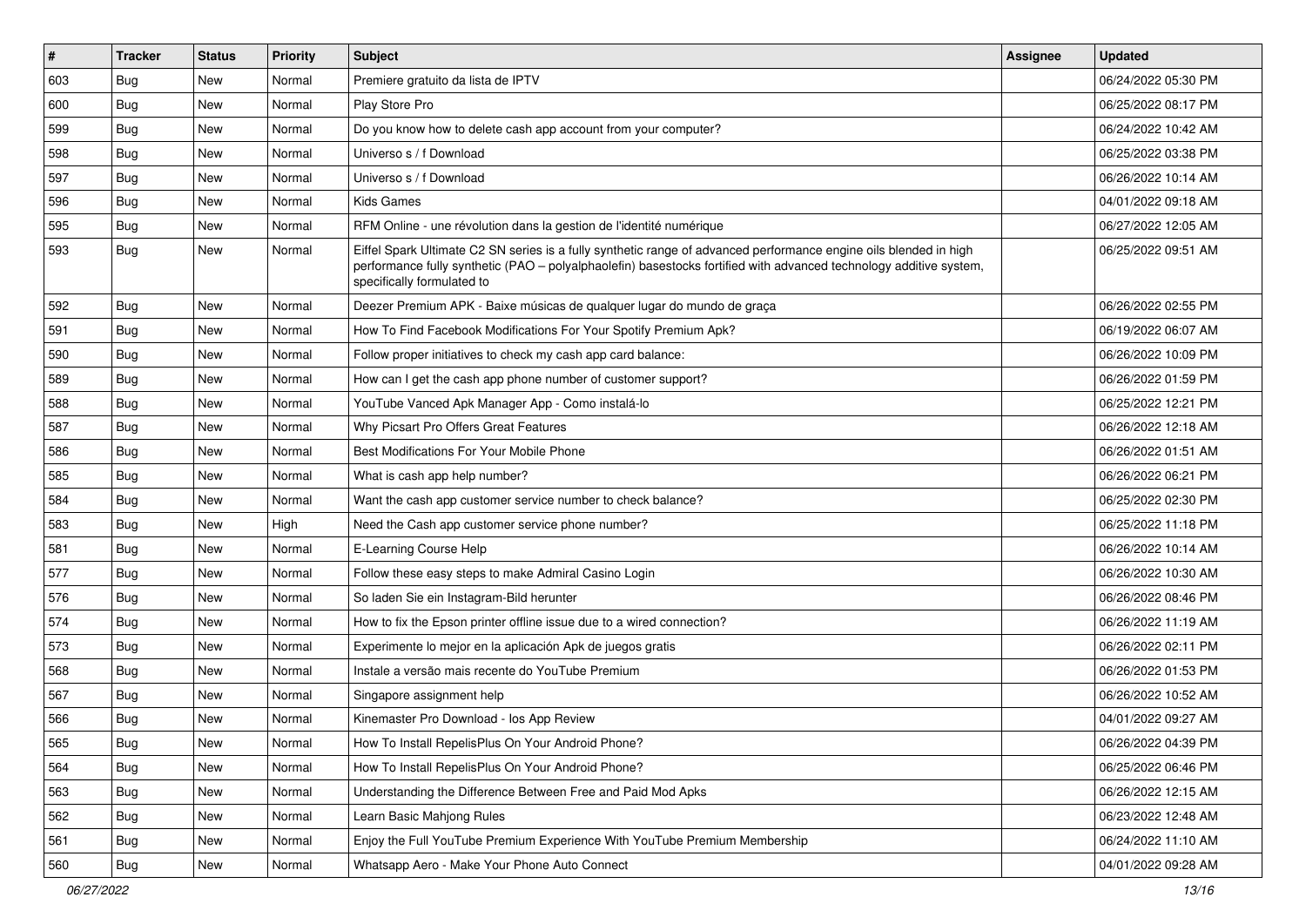| # | Tracker | Status | Priority | Subject | Assignee | Updated |
|---|---|---|---|---|---|---|
| 603 | Bug | New | Normal | Premiere gratuito da lista de IPTV | | 06/24/2022 05:30 PM |
| 600 | Bug | New | Normal | Play Store Pro | | 06/25/2022 08:17 PM |
| 599 | Bug | New | Normal | Do you know how to delete cash app account from your computer? | | 06/24/2022 10:42 AM |
| 598 | Bug | New | Normal | Universo s / f Download | | 06/25/2022 03:38 PM |
| 597 | Bug | New | Normal | Universo s / f Download | | 06/26/2022 10:14 AM |
| 596 | Bug | New | Normal | Kids Games | | 04/01/2022 09:18 AM |
| 595 | Bug | New | Normal | RFM Online - une révolution dans la gestion de l'identité numérique | | 06/27/2022 12:05 AM |
| 593 | Bug | New | Normal | Eiffel Spark Ultimate C2 SN series is a fully synthetic range of advanced performance engine oils blended in high performance fully synthetic (PAO – polyalphaolefin) basestocks fortified with advanced technology additive system, specifically formulated to | | 06/25/2022 09:51 AM |
| 592 | Bug | New | Normal | Deezer Premium APK - Baixe músicas de qualquer lugar do mundo de graça | | 06/26/2022 02:55 PM |
| 591 | Bug | New | Normal | How To Find Facebook Modifications For Your Spotify Premium Apk? | | 06/19/2022 06:07 AM |
| 590 | Bug | New | Normal | Follow proper initiatives to check my cash app card balance: | | 06/26/2022 10:09 PM |
| 589 | Bug | New | Normal | How can I get the cash app phone number of customer support? | | 06/26/2022 01:59 PM |
| 588 | Bug | New | Normal | YouTube Vanced Apk Manager App - Como instalá-lo | | 06/25/2022 12:21 PM |
| 587 | Bug | New | Normal | Why Picsart Pro Offers Great Features | | 06/26/2022 12:18 AM |
| 586 | Bug | New | Normal | Best Modifications For Your Mobile Phone | | 06/26/2022 01:51 AM |
| 585 | Bug | New | Normal | What is cash app help number? | | 06/26/2022 06:21 PM |
| 584 | Bug | New | Normal | Want the cash app customer service number to check balance? | | 06/25/2022 02:30 PM |
| 583 | Bug | New | High | Need the Cash app customer service phone number? | | 06/25/2022 11:18 PM |
| 581 | Bug | New | Normal | E-Learning Course Help | | 06/26/2022 10:14 AM |
| 577 | Bug | New | Normal | Follow these easy steps to make Admiral Casino Login | | 06/26/2022 10:30 AM |
| 576 | Bug | New | Normal | So laden Sie ein Instagram-Bild herunter | | 06/26/2022 08:46 PM |
| 574 | Bug | New | Normal | How to fix the Epson printer offline issue due to a wired connection? | | 06/26/2022 11:19 AM |
| 573 | Bug | New | Normal | Experimente lo mejor en la aplicación Apk de juegos gratis | | 06/26/2022 02:11 PM |
| 568 | Bug | New | Normal | Instale a versão mais recente do YouTube Premium | | 06/26/2022 01:53 PM |
| 567 | Bug | New | Normal | Singapore assignment help | | 06/26/2022 10:52 AM |
| 566 | Bug | New | Normal | Kinemaster Pro Download - Ios App Review | | 04/01/2022 09:27 AM |
| 565 | Bug | New | Normal | How To Install RepelisPlus On Your Android Phone? | | 06/26/2022 04:39 PM |
| 564 | Bug | New | Normal | How To Install RepelisPlus On Your Android Phone? | | 06/25/2022 06:46 PM |
| 563 | Bug | New | Normal | Understanding the Difference Between Free and Paid Mod Apks | | 06/26/2022 12:15 AM |
| 562 | Bug | New | Normal | Learn Basic Mahjong Rules | | 06/23/2022 12:48 AM |
| 561 | Bug | New | Normal | Enjoy the Full YouTube Premium Experience With YouTube Premium Membership | | 06/24/2022 11:10 AM |
| 560 | Bug | New | Normal | Whatsapp Aero - Make Your Phone Auto Connect | | 04/01/2022 09:28 AM |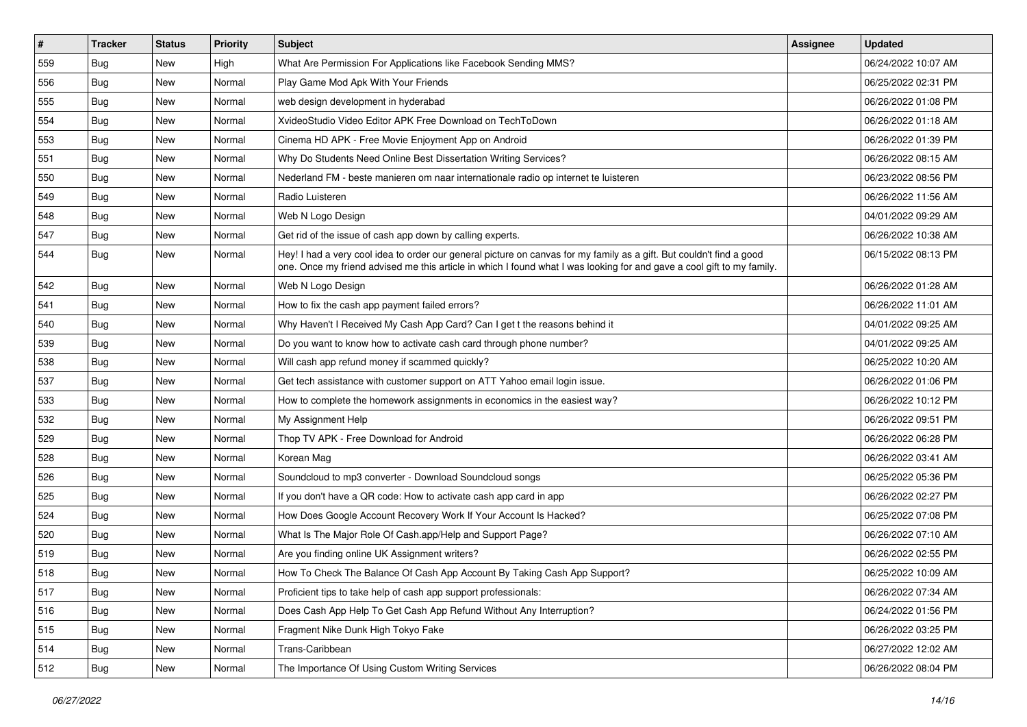| # | Tracker | Status | Priority | Subject | Assignee | Updated |
| --- | --- | --- | --- | --- | --- | --- |
| 559 | Bug | New | High | What Are Permission For Applications like Facebook Sending MMS? | | 06/24/2022 10:07 AM |
| 556 | Bug | New | Normal | Play Game Mod Apk With Your Friends | | 06/25/2022 02:31 PM |
| 555 | Bug | New | Normal | web design development in hyderabad | | 06/26/2022 01:08 PM |
| 554 | Bug | New | Normal | XvideoStudio Video Editor APK Free Download on TechToDown | | 06/26/2022 01:18 AM |
| 553 | Bug | New | Normal | Cinema HD APK - Free Movie Enjoyment App on Android | | 06/26/2022 01:39 PM |
| 551 | Bug | New | Normal | Why Do Students Need Online Best Dissertation Writing Services? | | 06/26/2022 08:15 AM |
| 550 | Bug | New | Normal | Nederland FM - beste manieren om naar internationale radio op internet te luisteren | | 06/23/2022 08:56 PM |
| 549 | Bug | New | Normal | Radio Luisteren | | 06/26/2022 11:56 AM |
| 548 | Bug | New | Normal | Web N Logo Design | | 04/01/2022 09:29 AM |
| 547 | Bug | New | Normal | Get rid of the issue of cash app down by calling experts. | | 06/26/2022 10:38 AM |
| 544 | Bug | New | Normal | Hey! I had a very cool idea to order our general picture on canvas for my family as a gift. But couldn't find a good one. Once my friend advised me this article in which I found what I was looking for and gave a cool gift to my family. | | 06/15/2022 08:13 PM |
| 542 | Bug | New | Normal | Web N Logo Design | | 06/26/2022 01:28 AM |
| 541 | Bug | New | Normal | How to fix the cash app payment failed errors? | | 06/26/2022 11:01 AM |
| 540 | Bug | New | Normal | Why Haven't I Received My Cash App Card? Can I get t the reasons behind it | | 04/01/2022 09:25 AM |
| 539 | Bug | New | Normal | Do you want to know how to activate cash card through phone number? | | 04/01/2022 09:25 AM |
| 538 | Bug | New | Normal | Will cash app refund money if scammed quickly? | | 06/25/2022 10:20 AM |
| 537 | Bug | New | Normal | Get tech assistance with customer support on ATT Yahoo email login issue. | | 06/26/2022 01:06 PM |
| 533 | Bug | New | Normal | How to complete the homework assignments in economics in the easiest way? | | 06/26/2022 10:12 PM |
| 532 | Bug | New | Normal | My Assignment Help | | 06/26/2022 09:51 PM |
| 529 | Bug | New | Normal | Thop TV APK - Free Download for Android | | 06/26/2022 06:28 PM |
| 528 | Bug | New | Normal | Korean Mag | | 06/26/2022 03:41 AM |
| 526 | Bug | New | Normal | Soundcloud to mp3 converter - Download Soundcloud songs | | 06/25/2022 05:36 PM |
| 525 | Bug | New | Normal | If you don't have a QR code: How to activate cash app card in app | | 06/26/2022 02:27 PM |
| 524 | Bug | New | Normal | How Does Google Account Recovery Work If Your Account Is Hacked? | | 06/25/2022 07:08 PM |
| 520 | Bug | New | Normal | What Is The Major Role Of Cash.app/Help and Support Page? | | 06/26/2022 07:10 AM |
| 519 | Bug | New | Normal | Are you finding online UK Assignment writers? | | 06/26/2022 02:55 PM |
| 518 | Bug | New | Normal | How To Check The Balance Of Cash App Account By Taking Cash App Support? | | 06/25/2022 10:09 AM |
| 517 | Bug | New | Normal | Proficient tips to take help of cash app support professionals: | | 06/26/2022 07:34 AM |
| 516 | Bug | New | Normal | Does Cash App Help To Get Cash App Refund Without Any Interruption? | | 06/24/2022 01:56 PM |
| 515 | Bug | New | Normal | Fragment Nike Dunk High Tokyo Fake | | 06/26/2022 03:25 PM |
| 514 | Bug | New | Normal | Trans-Caribbean | | 06/27/2022 12:02 AM |
| 512 | Bug | New | Normal | The Importance Of Using Custom Writing Services | | 06/26/2022 08:04 PM |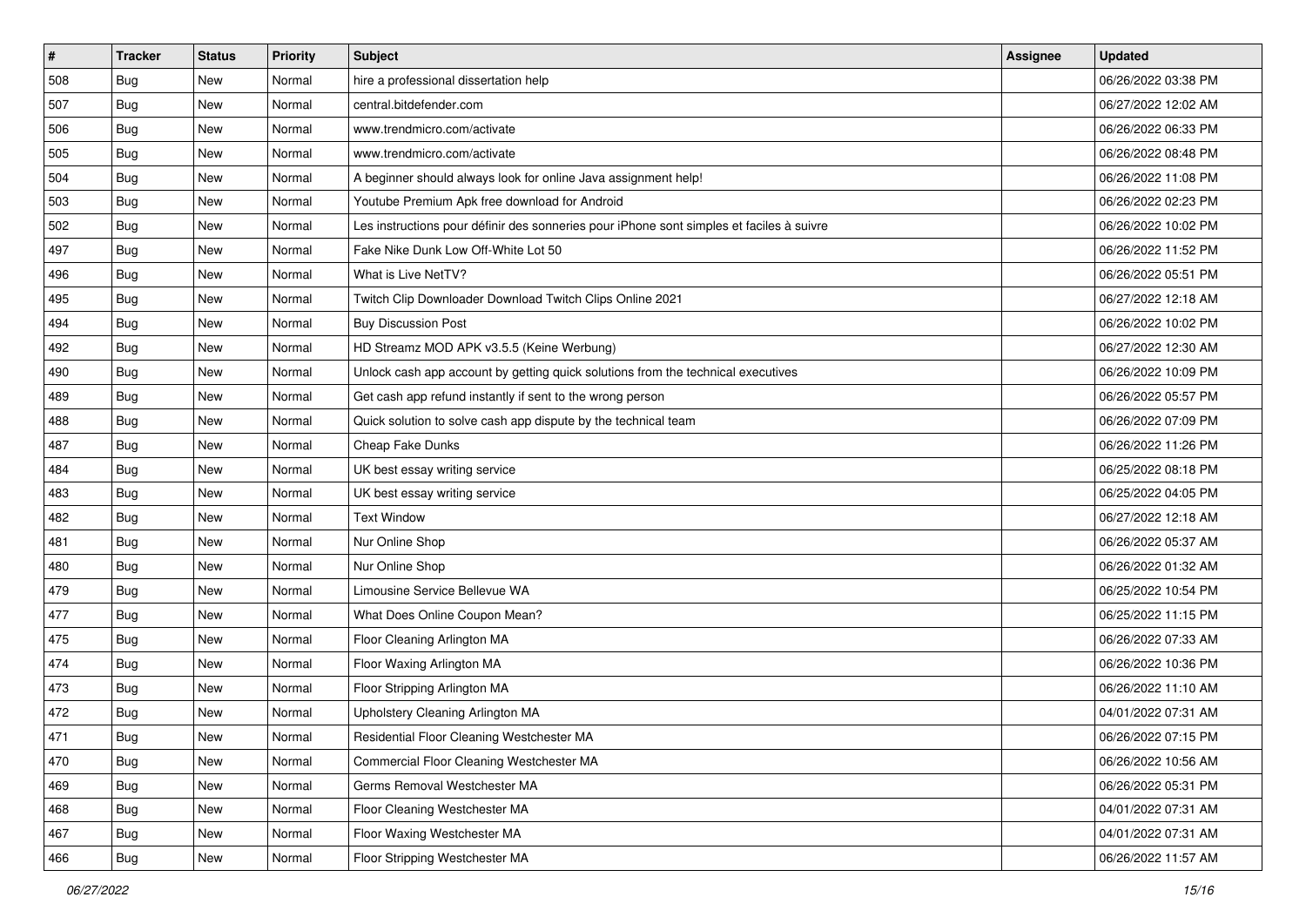| # | Tracker | Status | Priority | Subject | Assignee | Updated |
|---|---|---|---|---|---|---|
| 508 | Bug | New | Normal | hire a professional dissertation help | | 06/26/2022 03:38 PM |
| 507 | Bug | New | Normal | central.bitdefender.com | | 06/27/2022 12:02 AM |
| 506 | Bug | New | Normal | www.trendmicro.com/activate | | 06/26/2022 06:33 PM |
| 505 | Bug | New | Normal | www.trendmicro.com/activate | | 06/26/2022 08:48 PM |
| 504 | Bug | New | Normal | A beginner should always look for online Java assignment help! | | 06/26/2022 11:08 PM |
| 503 | Bug | New | Normal | Youtube Premium Apk free download for Android | | 06/26/2022 02:23 PM |
| 502 | Bug | New | Normal | Les instructions pour définir des sonneries pour iPhone sont simples et faciles à suivre | | 06/26/2022 10:02 PM |
| 497 | Bug | New | Normal | Fake Nike Dunk Low Off-White Lot 50 | | 06/26/2022 11:52 PM |
| 496 | Bug | New | Normal | What is Live NetTV? | | 06/26/2022 05:51 PM |
| 495 | Bug | New | Normal | Twitch Clip Downloader Download Twitch Clips Online 2021 | | 06/27/2022 12:18 AM |
| 494 | Bug | New | Normal | Buy Discussion Post | | 06/26/2022 10:02 PM |
| 492 | Bug | New | Normal | HD Streamz MOD APK v3.5.5 (Keine Werbung) | | 06/27/2022 12:30 AM |
| 490 | Bug | New | Normal | Unlock cash app account by getting quick solutions from the technical executives | | 06/26/2022 10:09 PM |
| 489 | Bug | New | Normal | Get cash app refund instantly if sent to the wrong person | | 06/26/2022 05:57 PM |
| 488 | Bug | New | Normal | Quick solution to solve cash app dispute by the technical team | | 06/26/2022 07:09 PM |
| 487 | Bug | New | Normal | Cheap Fake Dunks | | 06/26/2022 11:26 PM |
| 484 | Bug | New | Normal | UK best essay writing service | | 06/25/2022 08:18 PM |
| 483 | Bug | New | Normal | UK best essay writing service | | 06/25/2022 04:05 PM |
| 482 | Bug | New | Normal | Text Window | | 06/27/2022 12:18 AM |
| 481 | Bug | New | Normal | Nur Online Shop | | 06/26/2022 05:37 AM |
| 480 | Bug | New | Normal | Nur Online Shop | | 06/26/2022 01:32 AM |
| 479 | Bug | New | Normal | Limousine Service Bellevue WA | | 06/25/2022 10:54 PM |
| 477 | Bug | New | Normal | What Does Online Coupon Mean? | | 06/25/2022 11:15 PM |
| 475 | Bug | New | Normal | Floor Cleaning Arlington MA | | 06/26/2022 07:33 AM |
| 474 | Bug | New | Normal | Floor Waxing Arlington MA | | 06/26/2022 10:36 PM |
| 473 | Bug | New | Normal | Floor Stripping Arlington MA | | 06/26/2022 11:10 AM |
| 472 | Bug | New | Normal | Upholstery Cleaning Arlington MA | | 04/01/2022 07:31 AM |
| 471 | Bug | New | Normal | Residential Floor Cleaning Westchester MA | | 06/26/2022 07:15 PM |
| 470 | Bug | New | Normal | Commercial Floor Cleaning Westchester MA | | 06/26/2022 10:56 AM |
| 469 | Bug | New | Normal | Germs Removal Westchester MA | | 06/26/2022 05:31 PM |
| 468 | Bug | New | Normal | Floor Cleaning Westchester MA | | 04/01/2022 07:31 AM |
| 467 | Bug | New | Normal | Floor Waxing Westchester MA | | 04/01/2022 07:31 AM |
| 466 | Bug | New | Normal | Floor Stripping Westchester MA | | 06/26/2022 11:57 AM |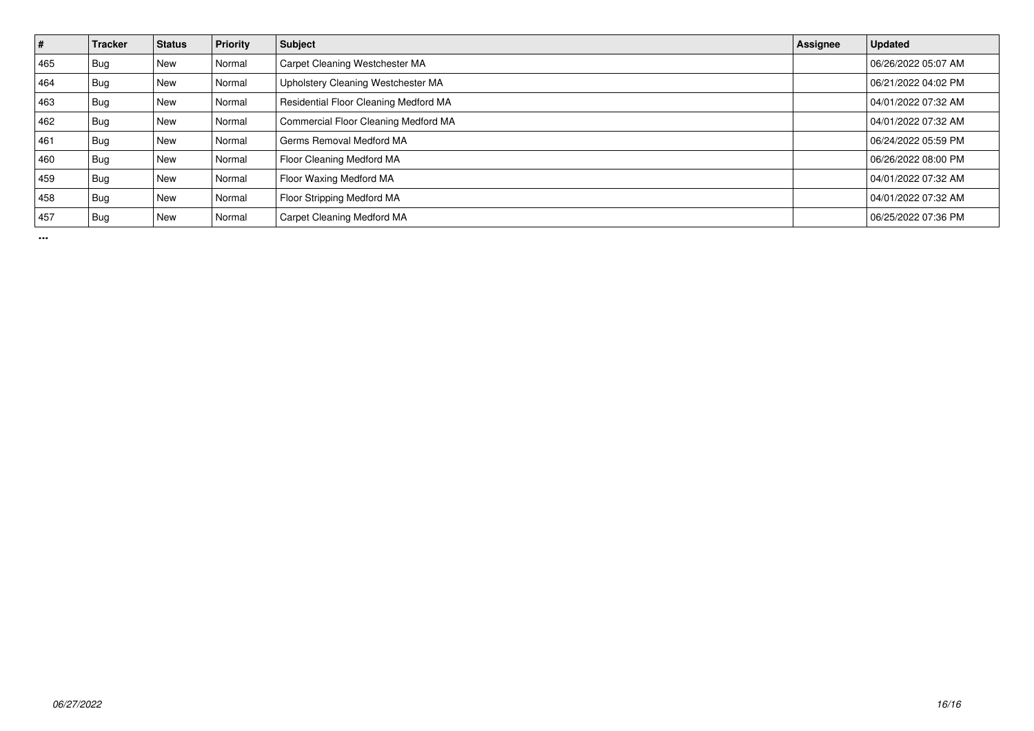| # | Tracker | Status | Priority | Subject | Assignee | Updated |
|---|---|---|---|---|---|---|
| 465 | Bug | New | Normal | Carpet Cleaning Westchester MA | | 06/26/2022 05:07 AM |
| 464 | Bug | New | Normal | Upholstery Cleaning Westchester MA | | 06/21/2022 04:02 PM |
| 463 | Bug | New | Normal | Residential Floor Cleaning Medford MA | | 04/01/2022 07:32 AM |
| 462 | Bug | New | Normal | Commercial Floor Cleaning Medford MA | | 04/01/2022 07:32 AM |
| 461 | Bug | New | Normal | Germs Removal Medford MA | | 06/24/2022 05:59 PM |
| 460 | Bug | New | Normal | Floor Cleaning Medford MA | | 06/26/2022 08:00 PM |
| 459 | Bug | New | Normal | Floor Waxing Medford MA | | 04/01/2022 07:32 AM |
| 458 | Bug | New | Normal | Floor Stripping Medford MA | | 04/01/2022 07:32 AM |
| 457 | Bug | New | Normal | Carpet Cleaning Medford MA | | 06/25/2022 07:36 PM |

...